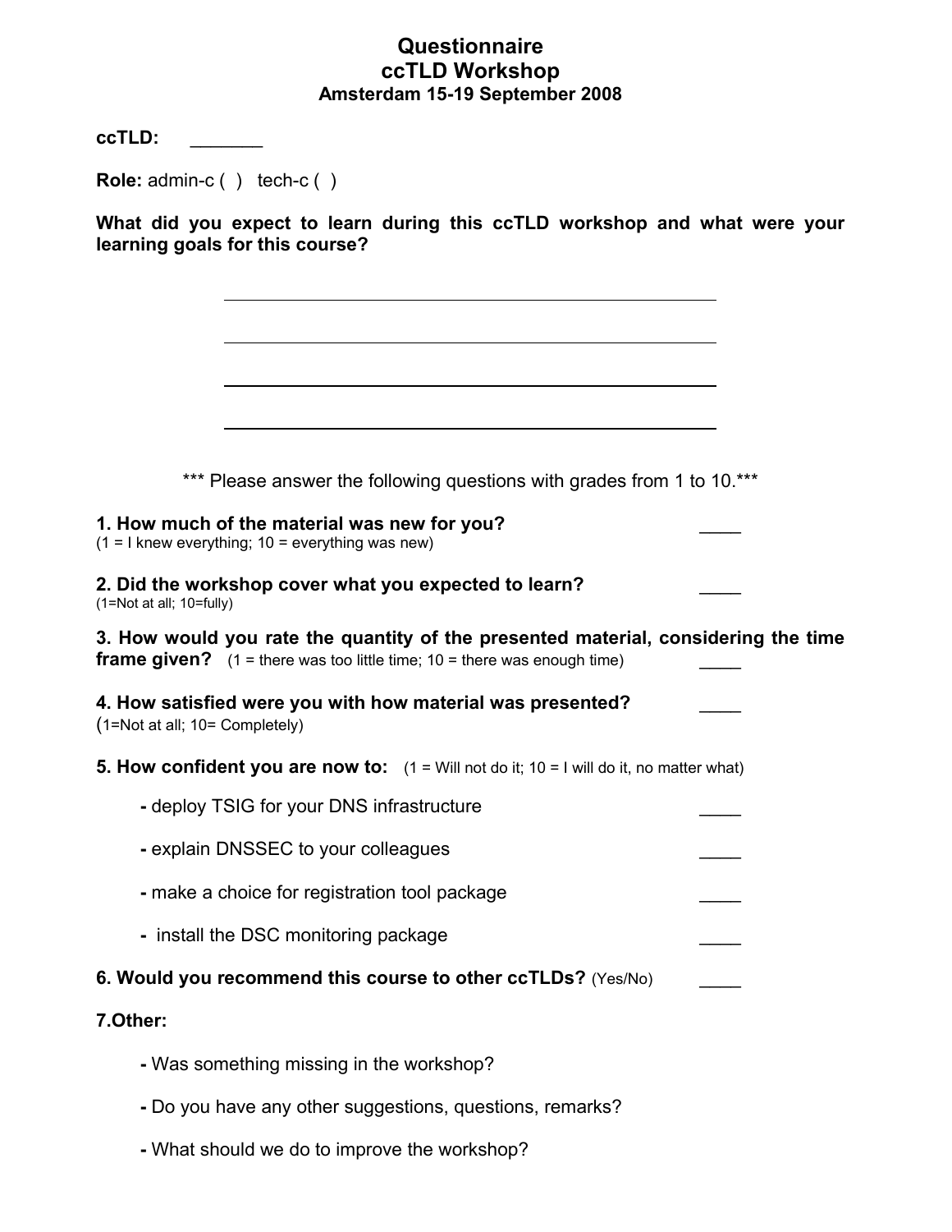# Questionnaire
# ccTLD Workshop
## Amsterdam 15-19 September 2008

**ccTLD:** _______

**Role:** admin-c ( ) tech-c ( )

**What did you expect to learn during this ccTLD workshop and what were your learning goals for this course?**

______________________________________________

______________________________________________

______________________________________________

______________________________________________

*** Please answer the following questions with grades from 1 to 10.***

**1. How much of the material was new for you?** ____
(1 = I knew everything; 10 = everything was new)

**2. Did the workshop cover what you expected to learn?** ____
(1=Not at all; 10=fully)

**3. How would you rate the quantity of the presented material, considering the time frame given?** (1 = there was too little time; 10 = there was enough time) ____

**4. How satisfied were you with how material was presented?** ____
(1=Not at all; 10= Completely)

**5. How confident you are now to:** (1 = Will not do it; 10 = I will do it, no matter what)

- deploy TSIG for your DNS infrastructure ____
- explain DNSSEC to your colleagues ____
- make a choice for registration tool package ____
- install the DSC monitoring package ____

**6. Would you recommend this course to other ccTLDs?** (Yes/No) ____

**7.Other:**

- Was something missing in the workshop?
- Do you have any other suggestions, questions, remarks?
- What should we do to improve the workshop?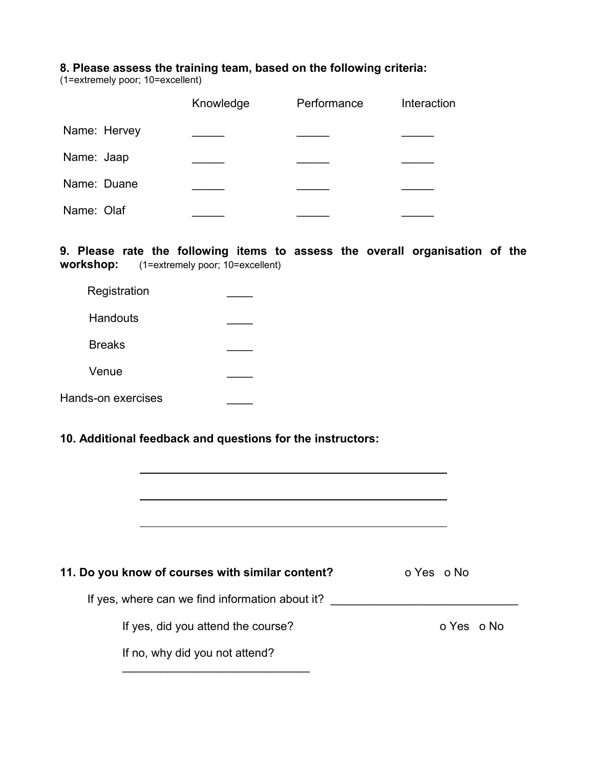**8. Please assess the training team, based on the following criteria:**
(1=extremely poor; 10=excellent)

| | Knowledge | Performance | Interaction |
|---|---|---|---|
| Name: Hervey | _____ | _____ | _____ |
| Name: Jaap | _____ | _____ | _____ |
| Name: Duane | _____ | _____ | _____ |
| Name: Olaf | _____ | _____ | _____ |

**9. Please rate the following items to assess the overall organisation of the workshop:** (1=extremely poor; 10=excellent)

| | |
|---|---|
| Registration | ____ |
| Handouts | ____ |
| Breaks | ____ |
| Venue | ____ |
| Hands-on exercises | ____ |

**10. Additional feedback and questions for the instructors:**

_______________________________________________

_______________________________________________

_______________________________________________

**11. Do you know of courses with similar content?** o Yes o No

If yes, where can we find information about it? ____________________________

If yes, did you attend the course? o Yes o No

If no, why did you not attend?
______________________________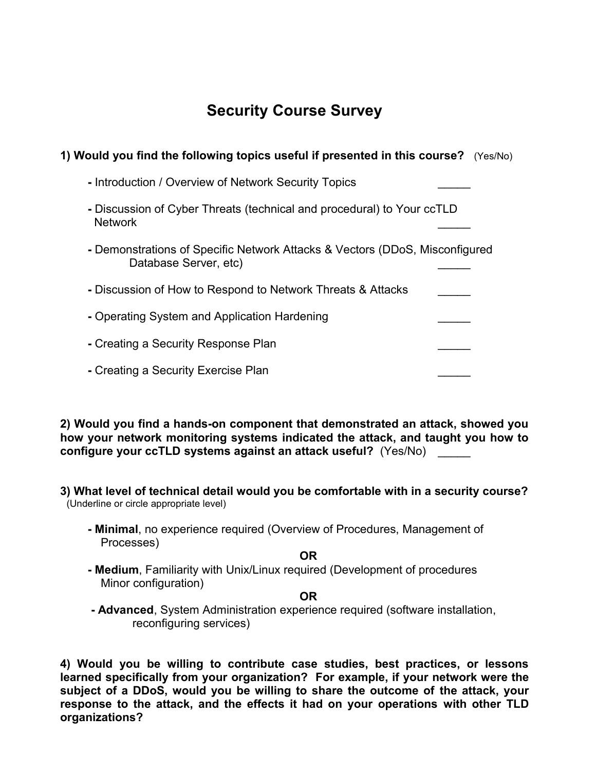# Security Course Survey

**1) Would you find the following topics useful if presented in this course?** (Yes/No)

- Introduction / Overview of Network Security Topics _____
- Discussion of Cyber Threats (technical and procedural) to Your ccTLD Network _____
- Demonstrations of Specific Network Attacks & Vectors (DDoS, Misconfigured Database Server, etc) _____
- Discussion of How to Respond to Network Threats & Attacks _____
- Operating System and Application Hardening _____
- Creating a Security Response Plan _____
- Creating a Security Exercise Plan _____

**2) Would you find a hands-on component that demonstrated an attack, showed you how your network monitoring systems indicated the attack, and taught you how to configure your ccTLD systems against an attack useful?** (Yes/No) _____

**3) What level of technical detail would you be comfortable with in a security course?**
(Underline or circle appropriate level)

- **Minimal**, no experience required (Overview of Procedures, Management of Processes)

**OR**

- **Medium**, Familiarity with Unix/Linux required (Development of procedures Minor configuration)

**OR**

- **Advanced**, System Administration experience required (software installation, reconfiguring services)

**4) Would you be willing to contribute case studies, best practices, or lessons learned specifically from your organization? For example, if your network were the subject of a DDoS, would you be willing to share the outcome of the attack, your response to the attack, and the effects it had on your operations with other TLD organizations?**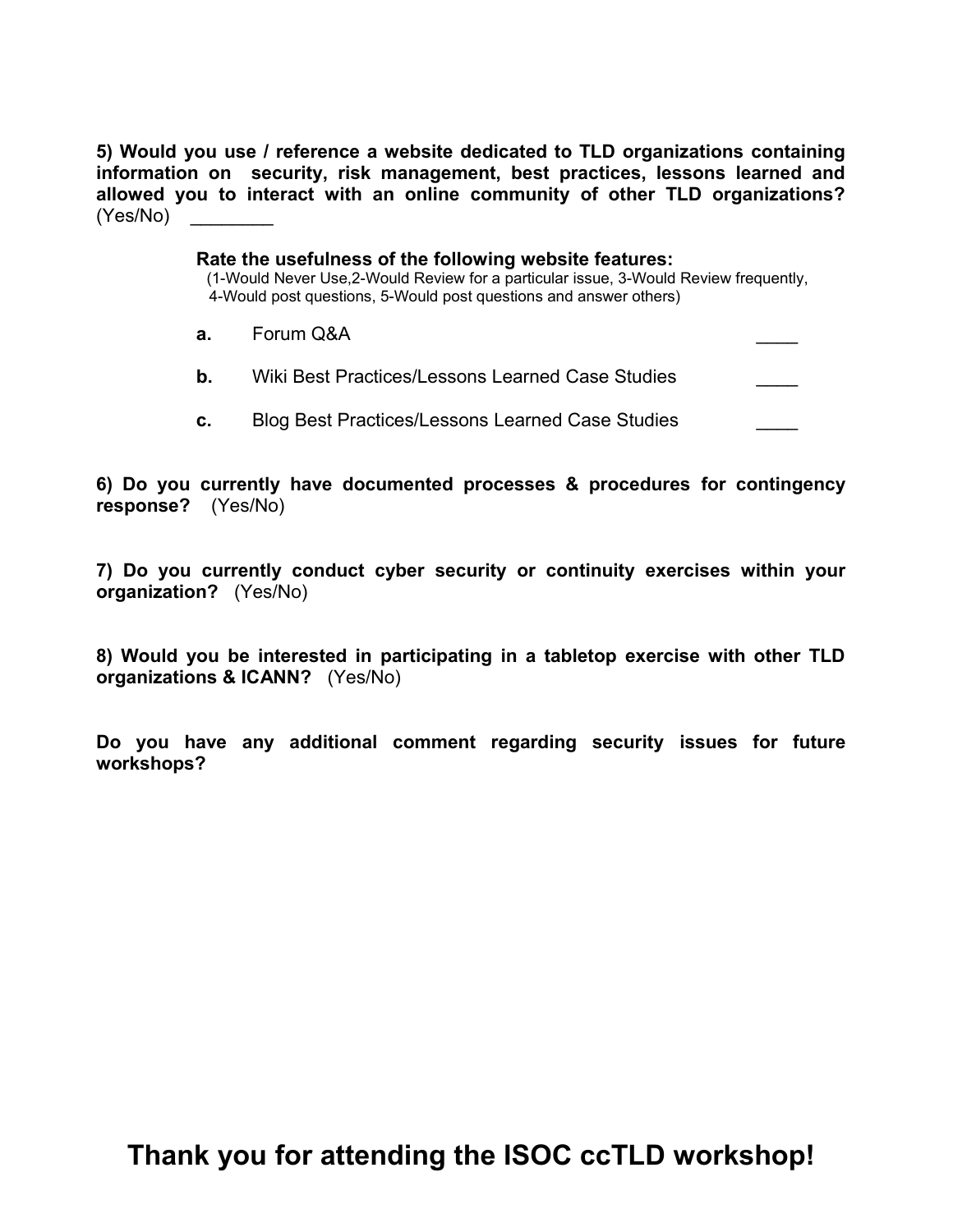**5) Would you use / reference a website dedicated to TLD organizations containing information on security, risk management, best practices, lessons learned and allowed you to interact with an online community of other TLD organizations?** (Yes/No) ________

**Rate the usefulness of the following website features:**
(1-Would Never Use,2-Would Review for a particular issue, 3-Would Review frequently, 4-Would post questions, 5-Would post questions and answer others)

**a.** Forum Q&A ____

**b.** Wiki Best Practices/Lessons Learned Case Studies ____

**c.** Blog Best Practices/Lessons Learned Case Studies ____

**6) Do you currently have documented processes & procedures for contingency response?** (Yes/No)

**7) Do you currently conduct cyber security or continuity exercises within your organization?** (Yes/No)

**8) Would you be interested in participating in a tabletop exercise with other TLD organizations & ICANN?** (Yes/No)

**Do you have any additional comment regarding security issues for future workshops?**

# Thank you for attending the ISOC ccTLD workshop!